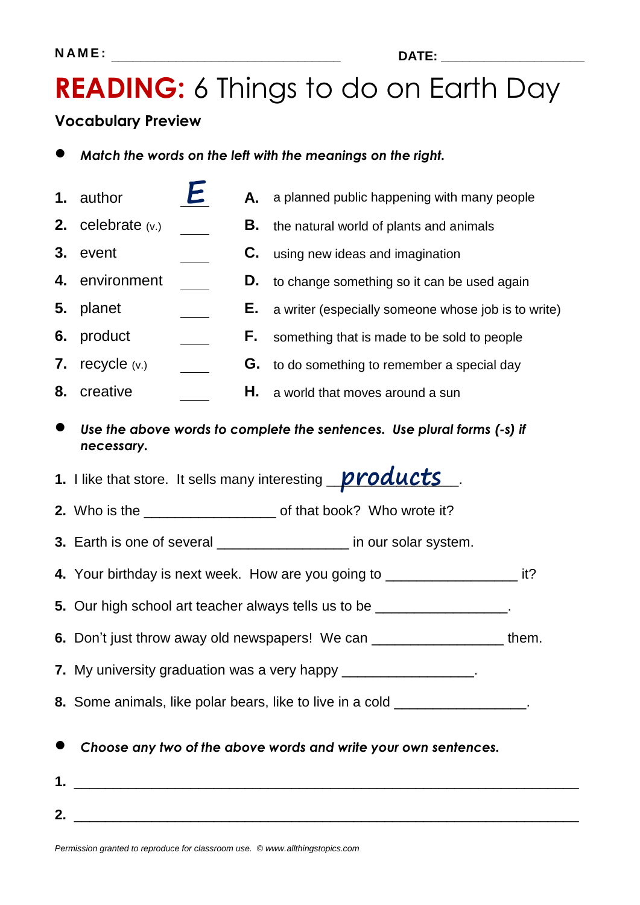NAME: ______________________________ DATE: ____________________

# READING: 6 Things to do on Earth Day

## Vocabulary Preview

- ***Match the words on the left with the meanings on the right.***

| | | | | |
|---|---|---|---|---|
| **1.** | author | E | **A.** | a planned public happening with many people |
| **2.** | celebrate (v.) | ____ | **B.** | the natural world of plants and animals |
| **3.** | event | ____ | **C.** | using new ideas and imagination |
| **4.** | environment | ____ | **D.** | to change something so it can be used again |
| **5.** | planet | ____ | **E.** | a writer (especially someone whose job is to write) |
| **6.** | product | ____ | **F.** | something that is made to be sold to people |
| **7.** | recycle (v.) | ____ | **G.** | to do something to remember a special day |
| **8.** | creative | ____ | **H.** | a world that moves around a sun |

- ***Use the above words to complete the sentences. Use plural forms (-s) if necessary.***

**1.** I like that store. It sells many interesting products.

**2.** Who is the ________________ of that book? Who wrote it?

**3.** Earth is one of several ________________ in our solar system.

**4.** Your birthday is next week. How are you going to ________________ it?

**5.** Our high school art teacher always tells us to be ________________.

**6.** Don't just throw away old newspapers! We can ________________ them.

**7.** My university graduation was a very happy ________________.

**8.** Some animals, like polar bears, like to live in a cold ________________.

- ***Choose any two of the above words and write your own sentences.***

**1.** ____________________________________________________________

**2.** ____________________________________________________________

*Permission granted to reproduce for classroom use. © www.allthingstopics.com*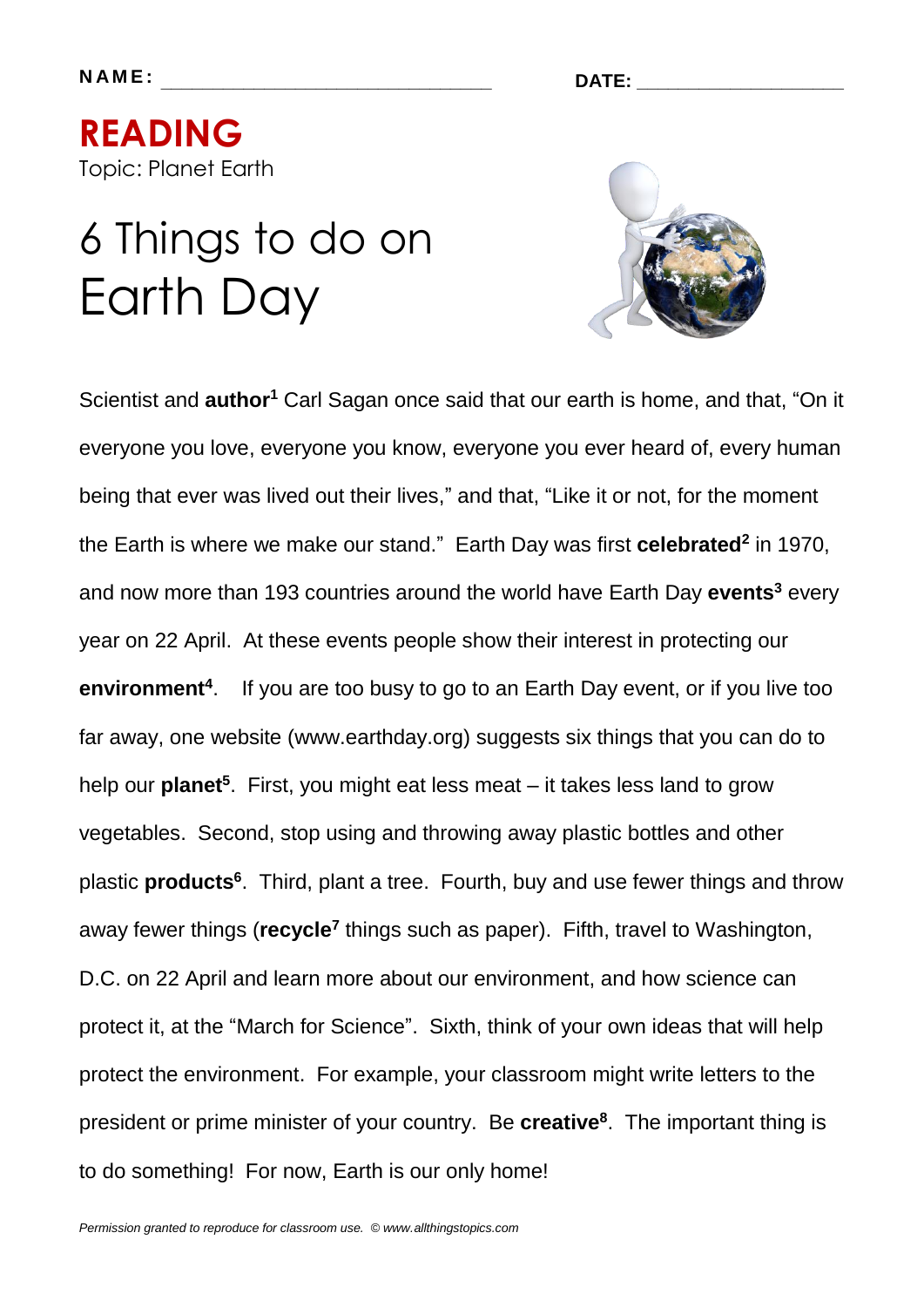**NAME:** ______________________________ **DATE:** ____________________

# READING

Topic: Planet Earth

## 6 Things to do on Earth Day

Scientist and **author**[1] Carl Sagan once said that our earth is home, and that, "On it everyone you love, everyone you know, everyone you ever heard of, every human being that ever was lived out their lives," and that, "Like it or not, for the moment the Earth is where we make our stand." Earth Day was first **celebrated**[2] in 1970, and now more than 193 countries around the world have Earth Day **events**[3] every year on 22 April. At these events people show their interest in protecting our **environment**[4]. If you are too busy to go to an Earth Day event, or if you live too far away, one website (www.earthday.org) suggests six things that you can do to help our **planet**[5]. First, you might eat less meat – it takes less land to grow vegetables. Second, stop using and throwing away plastic bottles and other plastic **products**[6]. Third, plant a tree. Fourth, buy and use fewer things and throw away fewer things (**recycle**[7] things such as paper). Fifth, travel to Washington, D.C. on 22 April and learn more about our environment, and how science can protect it, at the "March for Science". Sixth, think of your own ideas that will help protect the environment. For example, your classroom might write letters to the president or prime minister of your country. Be **creative**[8]. The important thing is to do something! For now, Earth is our only home!

*Permission granted to reproduce for classroom use. © www.allthingstopics.com*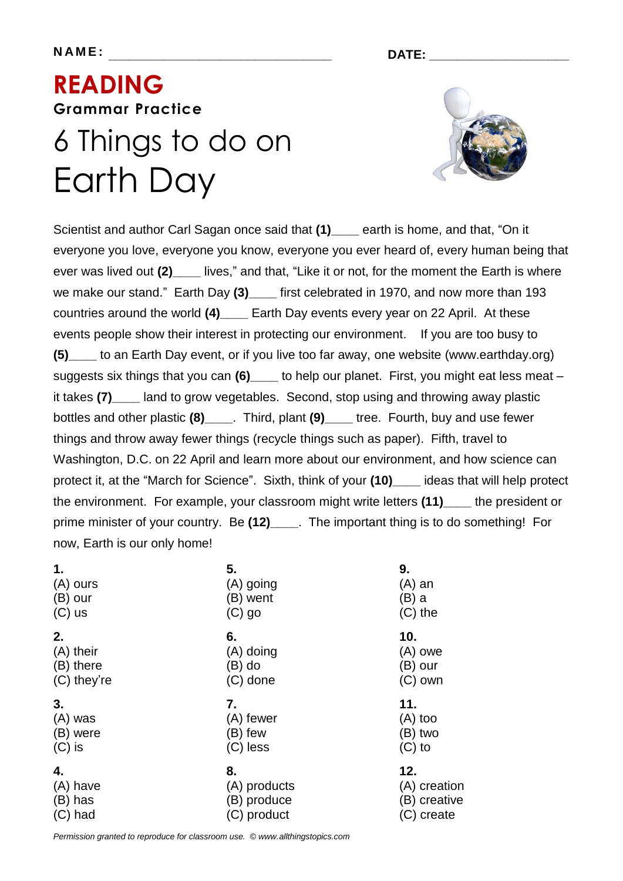NAME: ______________________________ DATE: ____________________

# READING

### Grammar Practice

## 6 Things to do on Earth Day

Scientist and author Carl Sagan once said that **(1)**____ earth is home, and that, "On it everyone you love, everyone you know, everyone you ever heard of, every human being that ever was lived out **(2)**____ lives," and that, "Like it or not, for the moment the Earth is where we make our stand." Earth Day **(3)**____ first celebrated in 1970, and now more than 193 countries around the world **(4)**____ Earth Day events every year on 22 April. At these events people show their interest in protecting our environment. If you are too busy to **(5)**____ to an Earth Day event, or if you live too far away, one website (www.earthday.org) suggests six things that you can **(6)**____ to help our planet. First, you might eat less meat – it takes **(7)**____ land to grow vegetables. Second, stop using and throwing away plastic bottles and other plastic **(8)**____. Third, plant **(9)**____ tree. Fourth, buy and use fewer things and throw away fewer things (recycle things such as paper). Fifth, travel to Washington, D.C. on 22 April and learn more about our environment, and how science can protect it, at the "March for Science". Sixth, think of your **(10)**____ ideas that will help protect the environment. For example, your classroom might write letters **(11)**____ the president or prime minister of your country. Be **(12)**____. The important thing is to do something! For now, Earth is our only home!

**1.**
(A) ours
(B) our
(C) us

**2.**
(A) their
(B) there
(C) they're

**3.**
(A) was
(B) were
(C) is

**4.**
(A) have
(B) has
(C) had

**5.**
(A) going
(B) went
(C) go

**6.**
(A) doing
(B) do
(C) done

**7.**
(A) fewer
(B) few
(C) less

**8.**
(A) products
(B) produce
(C) product

**9.**
(A) an
(B) a
(C) the

**10.**
(A) owe
(B) our
(C) own

**11.**
(A) too
(B) two
(C) to

**12.**
(A) creation
(B) creative
(C) create

*Permission granted to reproduce for classroom use. © www.allthingstopics.com*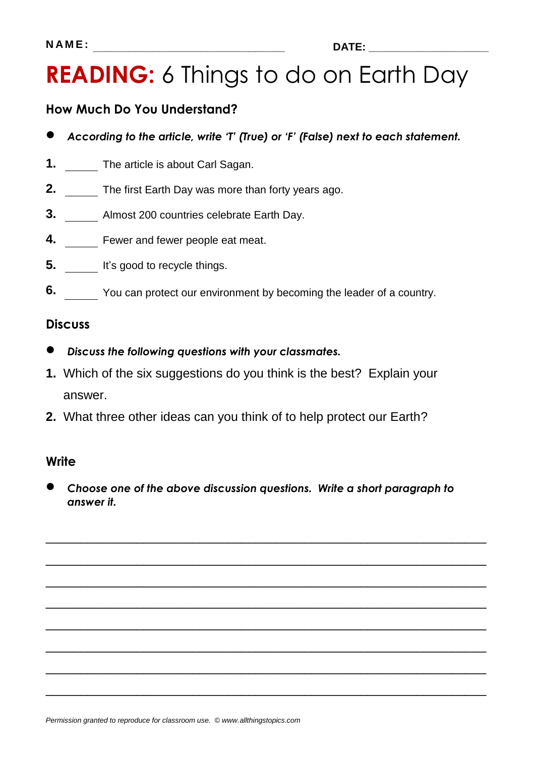NAME: ______________________________ DATE: ____________________

# READING: 6 Things to do on Earth Day

## How Much Do You Understand?

- ***According to the article, write 'T' (True) or 'F' (False) next to each statement.***

1. _____ The article is about Carl Sagan.
2. _____ The first Earth Day was more than forty years ago.
3. _____ Almost 200 countries celebrate Earth Day.
4. _____ Fewer and fewer people eat meat.
5. _____ It's good to recycle things.
6. _____ You can protect our environment by becoming the leader of a country.

## Discuss

- ***Discuss the following questions with your classmates.***

1. Which of the six suggestions do you think is the best? Explain your answer.
2. What three other ideas can you think of to help protect our Earth?

## Write

- ***Choose one of the above discussion questions. Write a short paragraph to answer it.***

______________________________________________________________________

______________________________________________________________________

______________________________________________________________________

______________________________________________________________________

______________________________________________________________________

______________________________________________________________________

______________________________________________________________________

______________________________________________________________________

*Permission granted to reproduce for classroom use. © www.allthingstopics.com*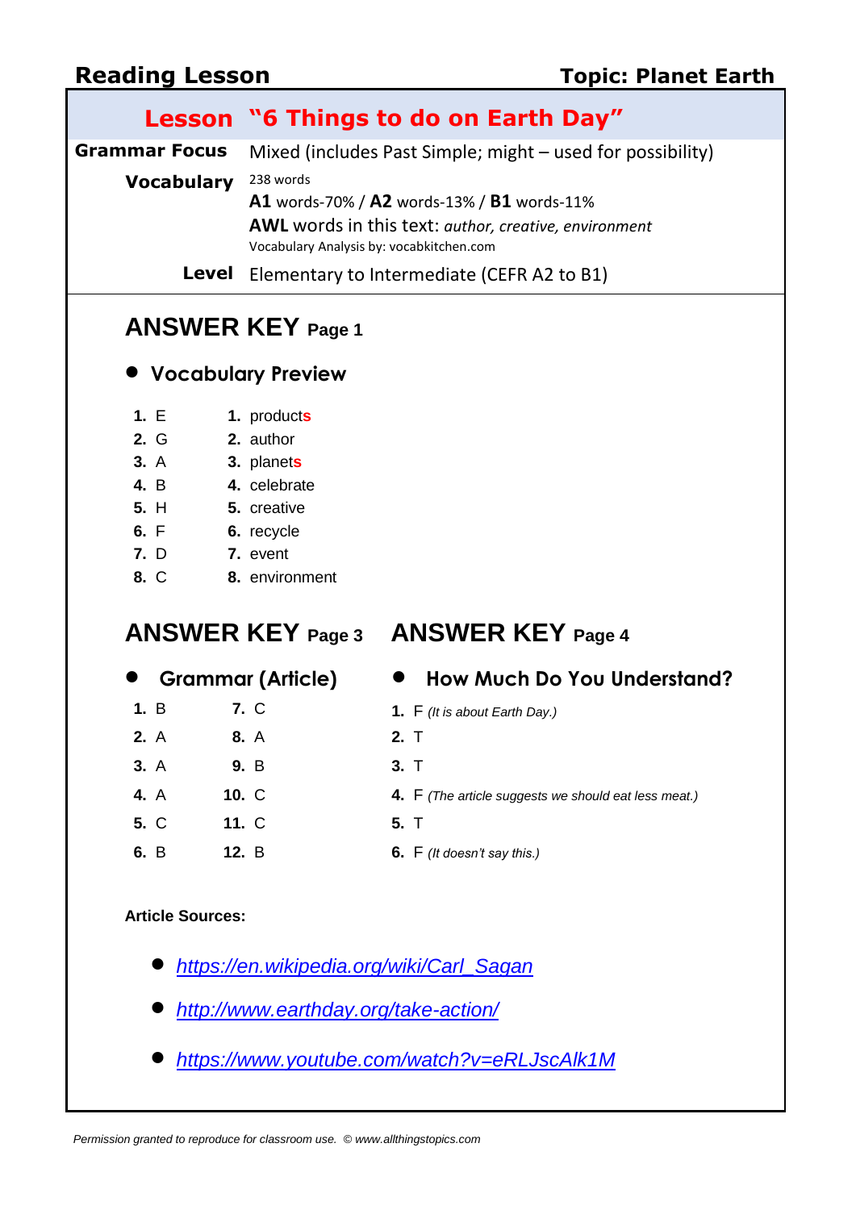**Reading Lesson** **Topic: Planet Earth**

## Lesson "6 Things to do on Earth Day"

| | |
|---|---|
| **Grammar Focus** | Mixed (includes Past Simple; might – used for possibility) |
| **Vocabulary** | 238 words<br>**A1** words-70% / **A2** words-13% / **B1** words-11%<br>**AWL** words in this text: *author, creative, environment*<br>Vocabulary Analysis by: vocabkitchen.com |
| **Level** | Elementary to Intermediate (CEFR A2 to B1) |

## ANSWER KEY Page 1

- **Vocabulary Preview**

| | |
|---|---|
| **1.** E | **1.** products |
| **2.** G | **2.** author |
| **3.** A | **3.** planets |
| **4.** B | **4.** celebrate |
| **5.** H | **5.** creative |
| **6.** F | **6.** recycle |
| **7.** D | **7.** event |
| **8.** C | **8.** environment |

## ANSWER KEY Page 3

- **Grammar (Article)**

| | |
|---|---|
| **1.** B | **7.** C |
| **2.** A | **8.** A |
| **3.** A | **9.** B |
| **4.** A | **10.** C |
| **5.** C | **11.** C |
| **6.** B | **12.** B |

## ANSWER KEY Page 4

- **How Much Do You Understand?**

**1.** F *(It is about Earth Day.)*
**2.** T
**3.** T
**4.** F *(The article suggests we should eat less meat.)*
**5.** T
**6.** F *(It doesn't say this.)*

**Article Sources:**

- https://en.wikipedia.org/wiki/Carl_Sagan
- http://www.earthday.org/take-action/
- https://www.youtube.com/watch?v=eRLJscAlk1M

*Permission granted to reproduce for classroom use. © www.allthingstopics.com*